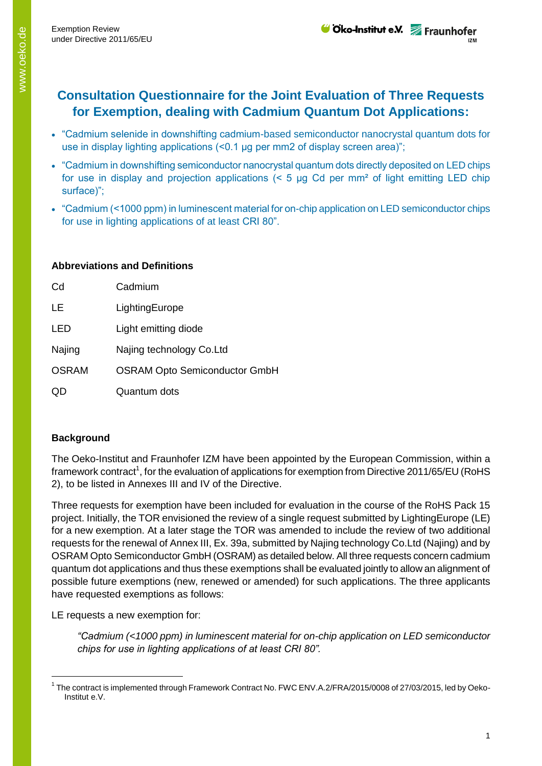# Consultation Questionnaire for the Joint Evaluation of Three Requests for Exemption, dealing with Cadmium Quantum Dot Applications:

- "Cadmium selenide in downshifting cadmium-based semiconductor nanocrystal quantum dots for use in display lighting applications (<0.1 µg per mm2 of display screen area)";
- "Cadmium in downshifting semiconductor nanocrystal quantum dots directly deposited on LED chips for use in display and projection applications (< 5 µg Cd per mm² of light emitting LED chip surface)";
- "Cadmium (<1000 ppm) in luminescent material for on-chip application on LED semiconductor chips for use in lighting applications of at least CRI 80".

### Abbreviations and Definitions

| | |
|---|---|
| Cd | Cadmium |
| LE | LightingEurope |
| LED | Light emitting diode |
| Najing | Najing technology Co.Ltd |
| OSRAM | OSRAM Opto Semiconductor GmbH |
| QD | Quantum dots |

### Background

The Oeko-Institut and Fraunhofer IZM have been appointed by the European Commission, within a framework contract[1], for the evaluation of applications for exemption from Directive 2011/65/EU (RoHS 2), to be listed in Annexes III and IV of the Directive.

Three requests for exemption have been included for evaluation in the course of the RoHS Pack 15 project. Initially, the TOR envisioned the review of a single request submitted by LightingEurope (LE) for a new exemption. At a later stage the TOR was amended to include the review of two additional requests for the renewal of Annex III, Ex. 39a, submitted by Najing technology Co.Ltd (Najing) and by OSRAM Opto Semiconductor GmbH (OSRAM) as detailed below. All three requests concern cadmium quantum dot applications and thus these exemptions shall be evaluated jointly to allow an alignment of possible future exemptions (new, renewed or amended) for such applications. The three applicants have requested exemptions as follows:

LE requests a new exemption for:

> *"Cadmium (<1000 ppm) in luminescent material for on-chip application on LED semiconductor chips for use in lighting applications of at least CRI 80".*

[1] The contract is implemented through Framework Contract No. FWC ENV.A.2/FRA/2015/0008 of 27/03/2015, led by Oeko-Institut e.V.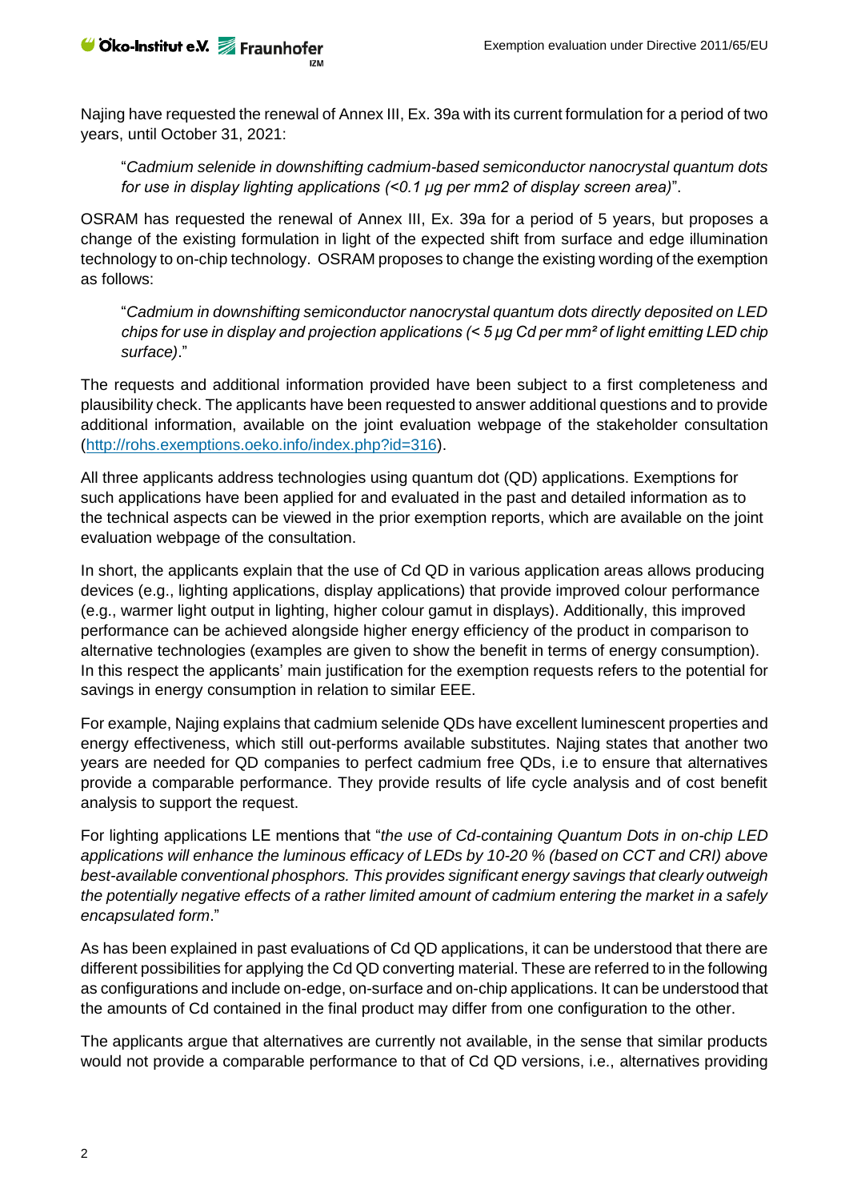Najing have requested the renewal of Annex III, Ex. 39a with its current formulation for a period of two years, until October 31, 2021:

> "*Cadmium selenide in downshifting cadmium-based semiconductor nanocrystal quantum dots for use in display lighting applications (<0.1 µg per mm2 of display screen area)*".

OSRAM has requested the renewal of Annex III, Ex. 39a for a period of 5 years, but proposes a change of the existing formulation in light of the expected shift from surface and edge illumination technology to on-chip technology. OSRAM proposes to change the existing wording of the exemption as follows:

> "*Cadmium in downshifting semiconductor nanocrystal quantum dots directly deposited on LED chips for use in display and projection applications (< 5 µg Cd per mm² of light emitting LED chip surface)*."

The requests and additional information provided have been subject to a first completeness and plausibility check. The applicants have been requested to answer additional questions and to provide additional information, available on the joint evaluation webpage of the stakeholder consultation (http://rohs.exemptions.oeko.info/index.php?id=316).

All three applicants address technologies using quantum dot (QD) applications. Exemptions for such applications have been applied for and evaluated in the past and detailed information as to the technical aspects can be viewed in the prior exemption reports, which are available on the joint evaluation webpage of the consultation.

In short, the applicants explain that the use of Cd QD in various application areas allows producing devices (e.g., lighting applications, display applications) that provide improved colour performance (e.g., warmer light output in lighting, higher colour gamut in displays). Additionally, this improved performance can be achieved alongside higher energy efficiency of the product in comparison to alternative technologies (examples are given to show the benefit in terms of energy consumption). In this respect the applicants' main justification for the exemption requests refers to the potential for savings in energy consumption in relation to similar EEE.

For example, Najing explains that cadmium selenide QDs have excellent luminescent properties and energy effectiveness, which still out-performs available substitutes. Najing states that another two years are needed for QD companies to perfect cadmium free QDs, i.e to ensure that alternatives provide a comparable performance. They provide results of life cycle analysis and of cost benefit analysis to support the request.

For lighting applications LE mentions that "*the use of Cd-containing Quantum Dots in on-chip LED applications will enhance the luminous efficacy of LEDs by 10-20 % (based on CCT and CRI) above best-available conventional phosphors. This provides significant energy savings that clearly outweigh the potentially negative effects of a rather limited amount of cadmium entering the market in a safely encapsulated form*."

As has been explained in past evaluations of Cd QD applications, it can be understood that there are different possibilities for applying the Cd QD converting material. These are referred to in the following as configurations and include on-edge, on-surface and on-chip applications. It can be understood that the amounts of Cd contained in the final product may differ from one configuration to the other.

The applicants argue that alternatives are currently not available, in the sense that similar products would not provide a comparable performance to that of Cd QD versions, i.e., alternatives providing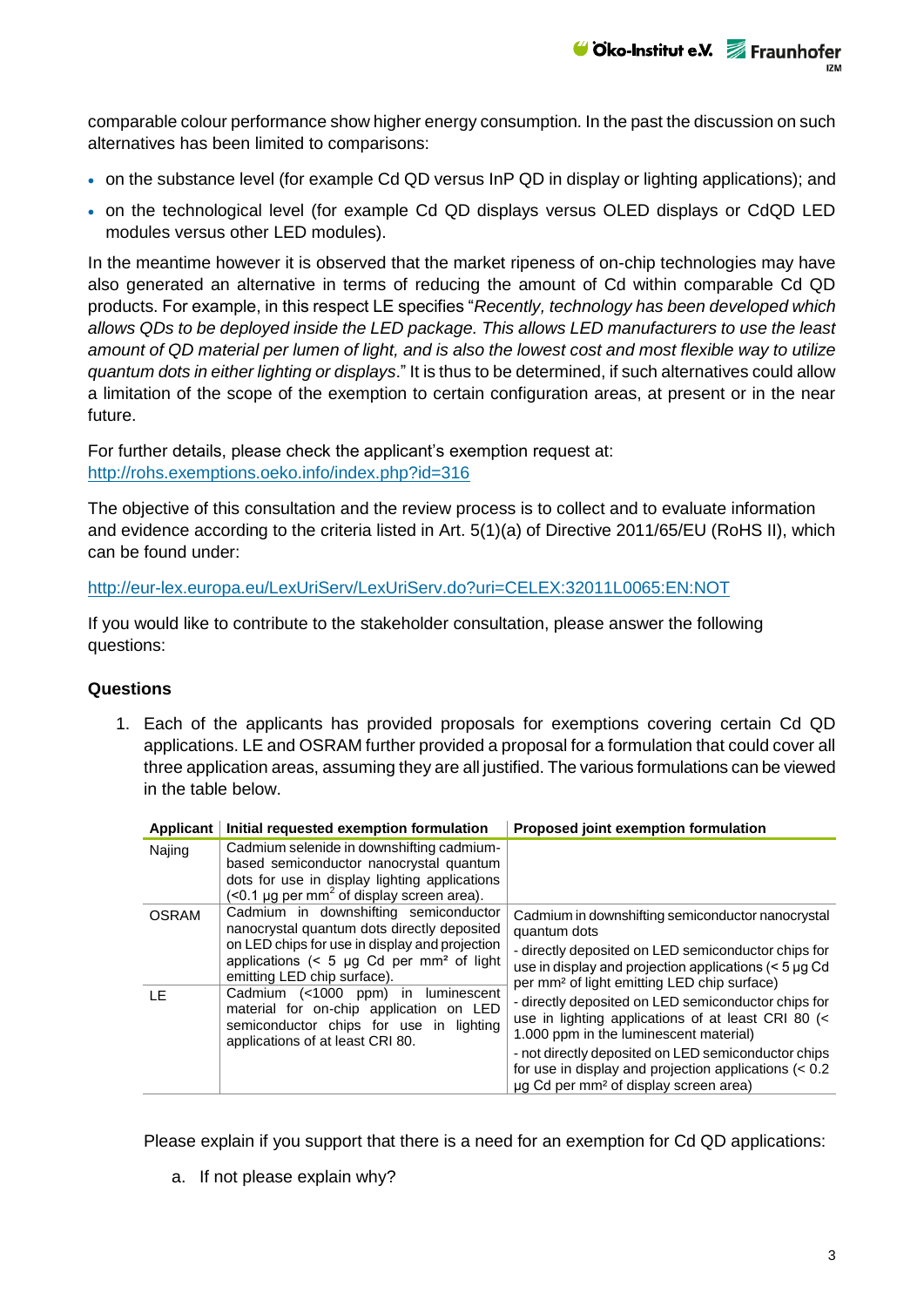comparable colour performance show higher energy consumption. In the past the discussion on such alternatives has been limited to comparisons:

- on the substance level (for example Cd QD versus InP QD in display or lighting applications); and
- on the technological level (for example Cd QD displays versus OLED displays or CdQD LED modules versus other LED modules).

In the meantime however it is observed that the market ripeness of on-chip technologies may have also generated an alternative in terms of reducing the amount of Cd within comparable Cd QD products. For example, in this respect LE specifies "*Recently, technology has been developed which allows QDs to be deployed inside the LED package. This allows LED manufacturers to use the least amount of QD material per lumen of light, and is also the lowest cost and most flexible way to utilize quantum dots in either lighting or displays*." It is thus to be determined, if such alternatives could allow a limitation of the scope of the exemption to certain configuration areas, at present or in the near future.

For further details, please check the applicant's exemption request at: http://rohs.exemptions.oeko.info/index.php?id=316

The objective of this consultation and the review process is to collect and to evaluate information and evidence according to the criteria listed in Art. 5(1)(a) of Directive 2011/65/EU (RoHS II), which can be found under:

http://eur-lex.europa.eu/LexUriServ/LexUriServ.do?uri=CELEX:32011L0065:EN:NOT

If you would like to contribute to the stakeholder consultation, please answer the following questions:

**Questions**

1. Each of the applicants has provided proposals for exemptions covering certain Cd QD applications. LE and OSRAM further provided a proposal for a formulation that could cover all three application areas, assuming they are all justified. The various formulations can be viewed in the table below.

| Applicant | Initial requested exemption formulation | Proposed joint exemption formulation |
|---|---|---|
| Najing | Cadmium selenide in downshifting cadmium-based semiconductor nanocrystal quantum dots for use in display lighting applications (<0.1 µg per mm$^2$ of display screen area). | |
| OSRAM | Cadmium in downshifting semiconductor nanocrystal quantum dots directly deposited on LED chips for use in display and projection applications (< 5 µg Cd per mm² of light emitting LED chip surface). | Cadmium in downshifting semiconductor nanocrystal quantum dots<br>- directly deposited on LED semiconductor chips for use in display and projection applications (< 5 µg Cd per mm² of light emitting LED chip surface)<br>- directly deposited on LED semiconductor chips for use in lighting applications of at least CRI 80 (< 1.000 ppm in the luminescent material)<br>- not directly deposited on LED semiconductor chips for use in display and projection applications (< 0.2 µg Cd per mm² of display screen area) |
| LE | Cadmium (<1000 ppm) in luminescent material for on-chip application on LED semiconductor chips for use in lighting applications of at least CRI 80. | |

Please explain if you support that there is a need for an exemption for Cd QD applications:

a. If not please explain why?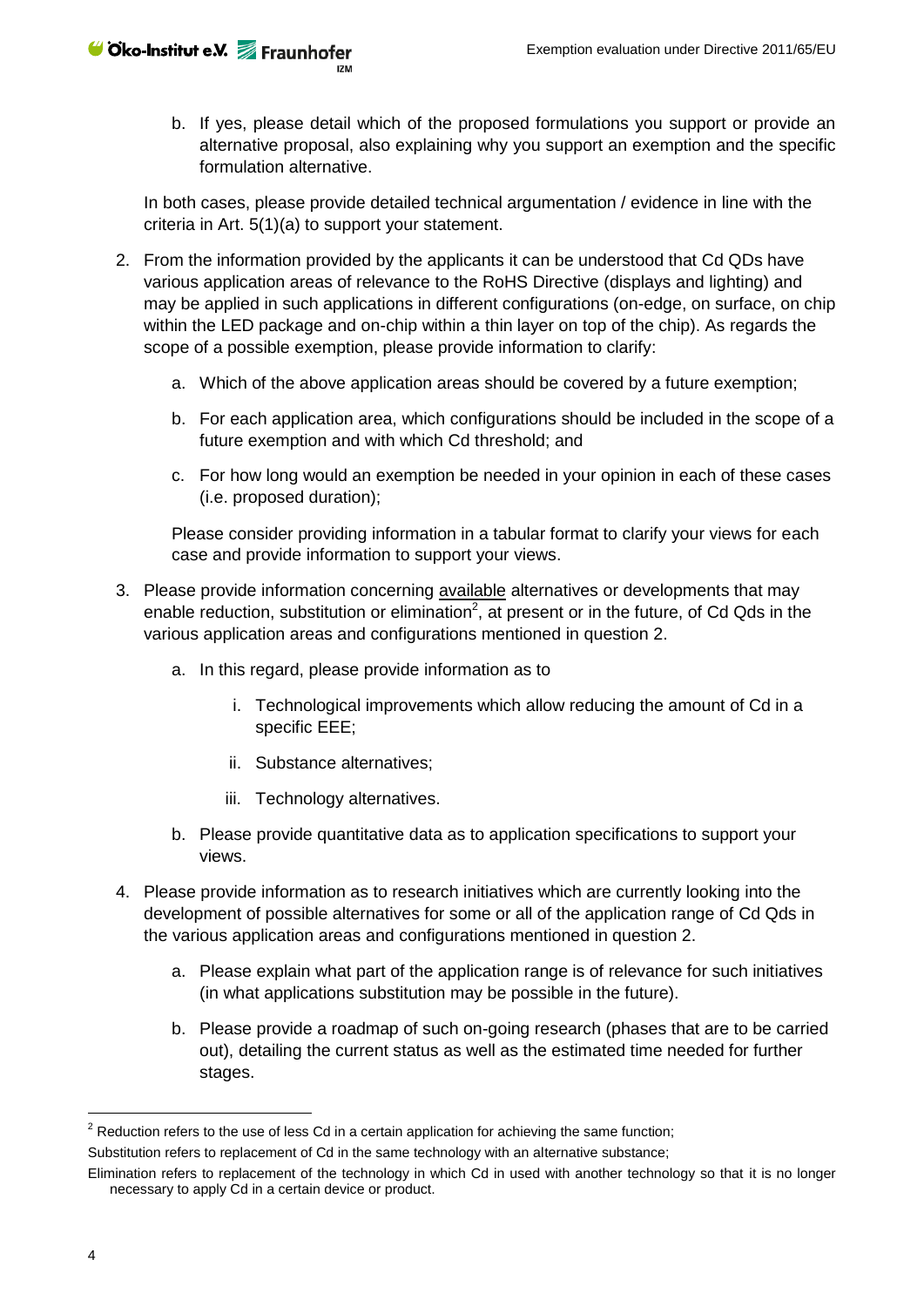b. If yes, please detail which of the proposed formulations you support or provide an alternative proposal, also explaining why you support an exemption and the specific formulation alternative.

In both cases, please provide detailed technical argumentation / evidence in line with the criteria in Art. 5(1)(a) to support your statement.

2. From the information provided by the applicants it can be understood that Cd QDs have various application areas of relevance to the RoHS Directive (displays and lighting) and may be applied in such applications in different configurations (on-edge, on surface, on chip within the LED package and on-chip within a thin layer on top of the chip). As regards the scope of a possible exemption, please provide information to clarify:

   a. Which of the above application areas should be covered by a future exemption;

   b. For each application area, which configurations should be included in the scope of a future exemption and with which Cd threshold; and

   c. For how long would an exemption be needed in your opinion in each of these cases (i.e. proposed duration);

   Please consider providing information in a tabular format to clarify your views for each case and provide information to support your views.

3. Please provide information concerning available alternatives or developments that may enable reduction, substitution or elimination[2], at present or in the future, of Cd Qds in the various application areas and configurations mentioned in question 2.

   a. In this regard, please provide information as to

      i. Technological improvements which allow reducing the amount of Cd in a specific EEE;

      ii. Substance alternatives;

      iii. Technology alternatives.

   b. Please provide quantitative data as to application specifications to support your views.

4. Please provide information as to research initiatives which are currently looking into the development of possible alternatives for some or all of the application range of Cd Qds in the various application areas and configurations mentioned in question 2.

   a. Please explain what part of the application range is of relevance for such initiatives (in what applications substitution may be possible in the future).

   b. Please provide a roadmap of such on-going research (phases that are to be carried out), detailing the current status as well as the estimated time needed for further stages.

---

[2] Reduction refers to the use of less Cd in a certain application for achieving the same function;
Substitution refers to replacement of Cd in the same technology with an alternative substance;
Elimination refers to replacement of the technology in which Cd in used with another technology so that it is no longer necessary to apply Cd in a certain device or product.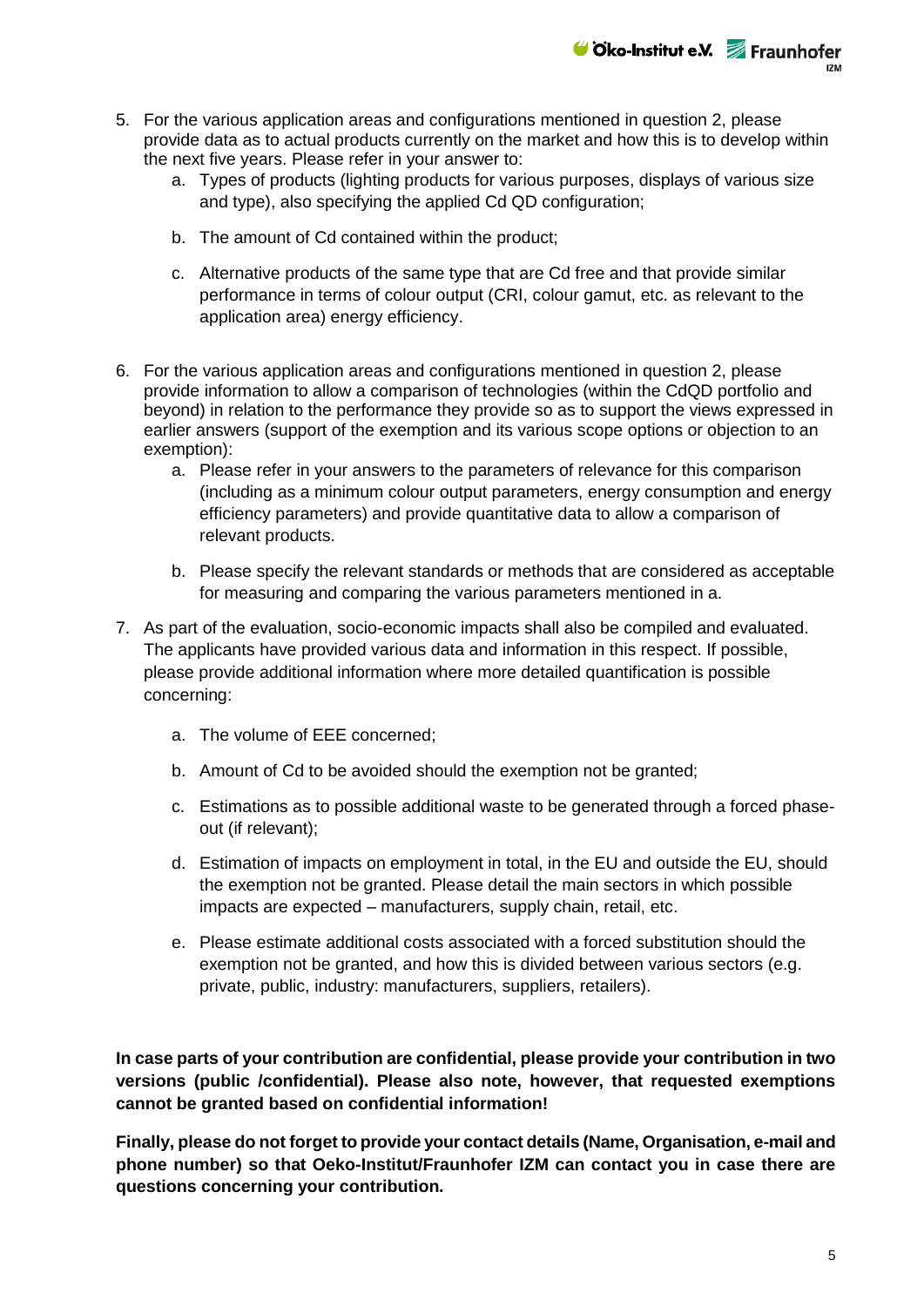5. For the various application areas and configurations mentioned in question 2, please provide data as to actual products currently on the market and how this is to develop within the next five years. Please refer in your answer to:
    a. Types of products (lighting products for various purposes, displays of various size and type), also specifying the applied Cd QD configuration;
    b. The amount of Cd contained within the product;
    c. Alternative products of the same type that are Cd free and that provide similar performance in terms of colour output (CRI, colour gamut, etc. as relevant to the application area) energy efficiency.
6. For the various application areas and configurations mentioned in question 2, please provide information to allow a comparison of technologies (within the CdQD portfolio and beyond) in relation to the performance they provide so as to support the views expressed in earlier answers (support of the exemption and its various scope options or objection to an exemption):
    a. Please refer in your answers to the parameters of relevance for this comparison (including as a minimum colour output parameters, energy consumption and energy efficiency parameters) and provide quantitative data to allow a comparison of relevant products.
    b. Please specify the relevant standards or methods that are considered as acceptable for measuring and comparing the various parameters mentioned in a.
7. As part of the evaluation, socio-economic impacts shall also be compiled and evaluated. The applicants have provided various data and information in this respect. If possible, please provide additional information where more detailed quantification is possible concerning:
    a. The volume of EEE concerned;
    b. Amount of Cd to be avoided should the exemption not be granted;
    c. Estimations as to possible additional waste to be generated through a forced phase-out (if relevant);
    d. Estimation of impacts on employment in total, in the EU and outside the EU, should the exemption not be granted. Please detail the main sectors in which possible impacts are expected – manufacturers, supply chain, retail, etc.
    e. Please estimate additional costs associated with a forced substitution should the exemption not be granted, and how this is divided between various sectors (e.g. private, public, industry: manufacturers, suppliers, retailers).

**In case parts of your contribution are confidential, please provide your contribution in two versions (public /confidential). Please also note, however, that requested exemptions cannot be granted based on confidential information!**

**Finally, please do not forget to provide your contact details (Name, Organisation, e-mail and phone number) so that Oeko-Institut/Fraunhofer IZM can contact you in case there are questions concerning your contribution.**